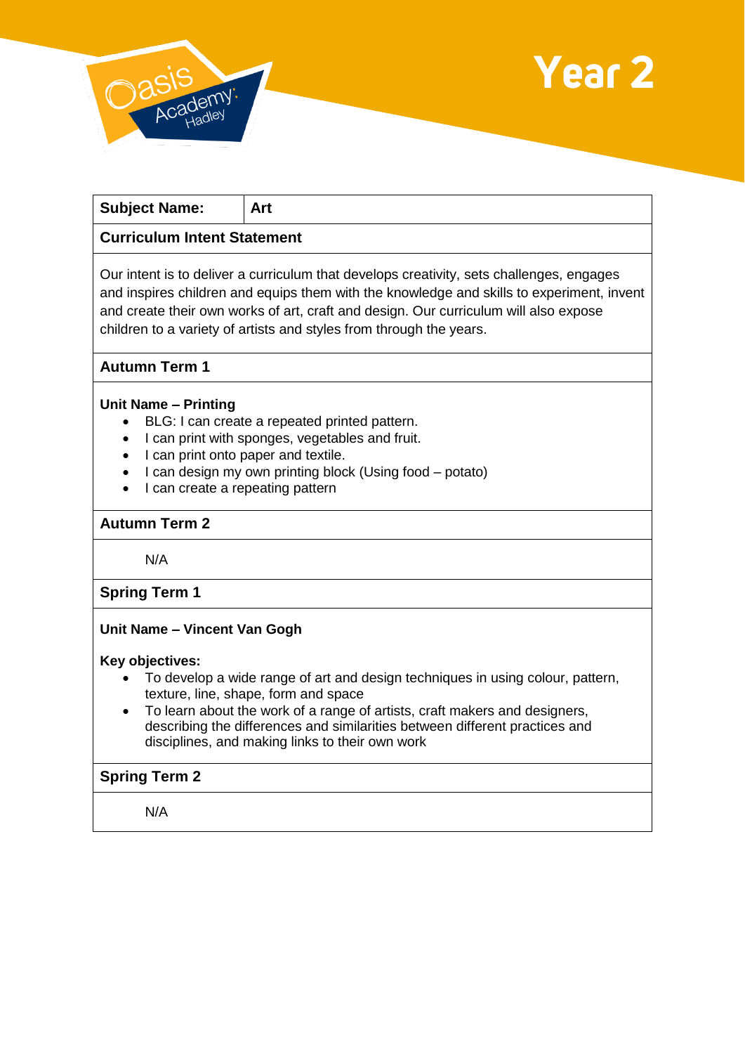Oasis Academy Hadley

# Year 2

| **Subject Name:** | **Art** |
|---|---|

**Curriculum Intent Statement**

Our intent is to deliver a curriculum that develops creativity, sets challenges, engages and inspires children and equips them with the knowledge and skills to experiment, invent and create their own works of art, craft and design. Our curriculum will also expose children to a variety of artists and styles from through the years.

## Autumn Term 1

**Unit Name – Printing**

- BLG: I can create a repeated printed pattern.
- I can print with sponges, vegetables and fruit.
- I can print onto paper and textile.
- I can design my own printing block (Using food – potato)
- I can create a repeating pattern

## Autumn Term 2

N/A

## Spring Term 1

**Unit Name – Vincent Van Gogh**

**Key objectives:**

- To develop a wide range of art and design techniques in using colour, pattern, texture, line, shape, form and space
- To learn about the work of a range of artists, craft makers and designers, describing the differences and similarities between different practices and disciplines, and making links to their own work

## Spring Term 2

N/A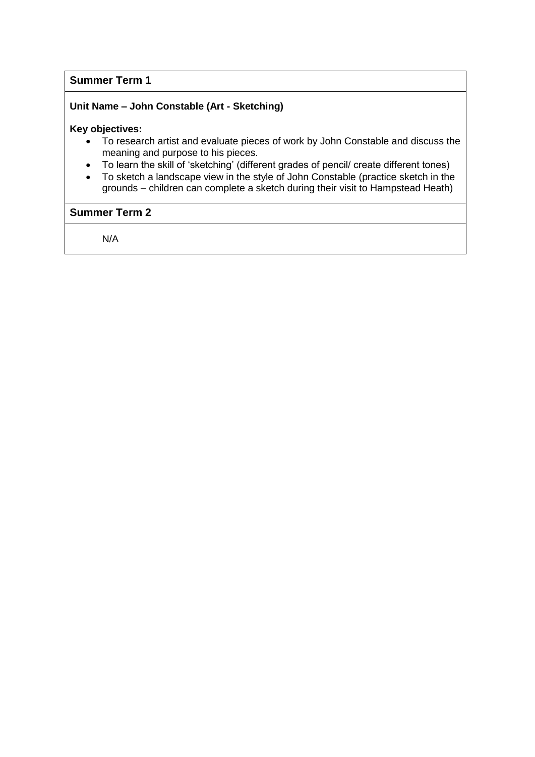## Summer Term 1

**Unit Name – John Constable (Art - Sketching)**

**Key objectives:**

- To research artist and evaluate pieces of work by John Constable and discuss the meaning and purpose to his pieces.
- To learn the skill of 'sketching' (different grades of pencil/ create different tones)
- To sketch a landscape view in the style of John Constable (practice sketch in the grounds – children can complete a sketch during their visit to Hampstead Heath)

## Summer Term 2

N/A